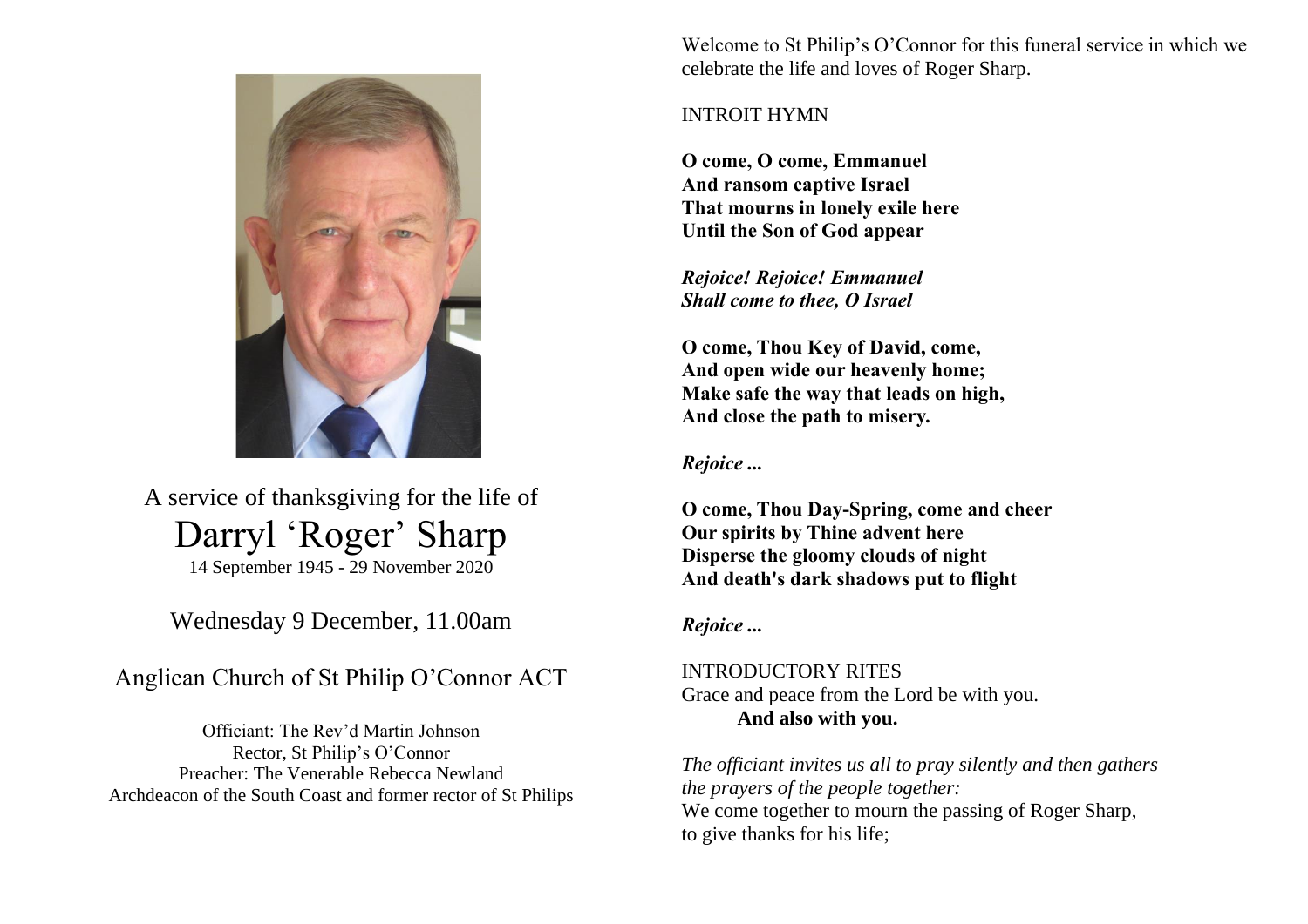A service of thanksgiving for the life of

# Darryl 'Roger' Sharp

14 September 1945 - 29 November 2020

Wednesday 9 December, 11.00am

Anglican Church of St Philip O'Connor ACT

Officiant: The Rev'd Martin Johnson
Rector, St Philip's O'Connor
Preacher: The Venerable Rebecca Newland
Archdeacon of the South Coast and former rector of St Philips

Welcome to St Philip's O'Connor for this funeral service in which we celebrate the life and loves of Roger Sharp.

INTROIT HYMN

**O come, O come, Emmanuel**
**And ransom captive Israel**
**That mourns in lonely exile here**
**Until the Son of God appear**

***Rejoice! Rejoice! Emmanuel***
***Shall come to thee, O Israel***

**O come, Thou Key of David, come,**
**And open wide our heavenly home;**
**Make safe the way that leads on high,**
**And close the path to misery.**

***Rejoice ...***

**O come, Thou Day-Spring, come and cheer**
**Our spirits by Thine advent here**
**Disperse the gloomy clouds of night**
**And death's dark shadows put to flight**

***Rejoice ...***

INTRODUCTORY RITES
Grace and peace from the Lord be with you.
**And also with you.**

*The officiant invites us all to pray silently and then gathers the prayers of the people together:*
We come together to mourn the passing of Roger Sharp,
to give thanks for his life;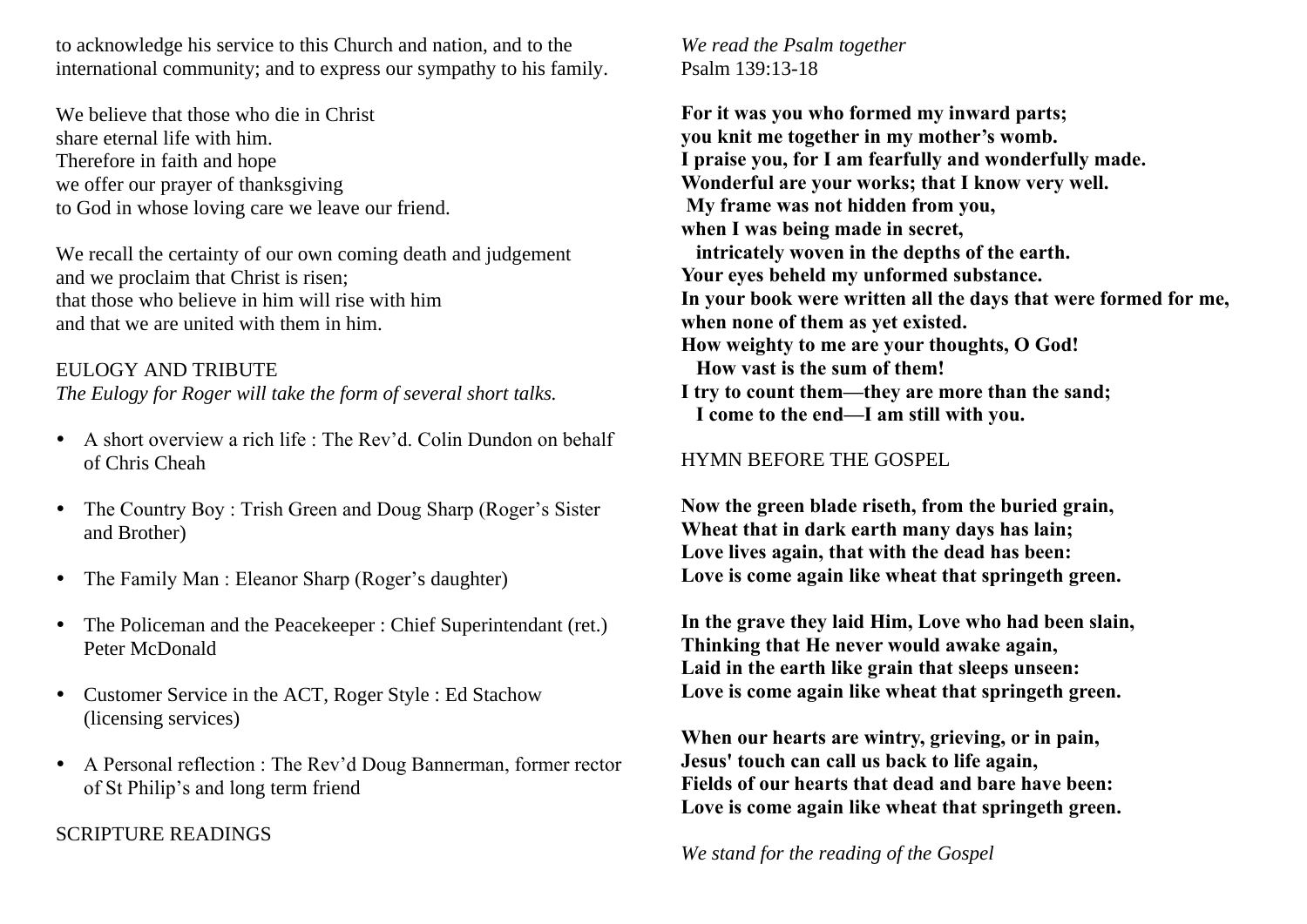to acknowledge his service to this Church and nation, and to the international community; and to express our sympathy to his family.

We believe that those who die in Christ
share eternal life with him.
Therefore in faith and hope
we offer our prayer of thanksgiving
to God in whose loving care we leave our friend.

We recall the certainty of our own coming death and judgement
and we proclaim that Christ is risen;
that those who believe in him will rise with him
and that we are united with them in him.

## EULOGY AND TRIBUTE

*The Eulogy for Roger will take the form of several short talks.*

- A short overview a rich life : The Rev'd. Colin Dundon on behalf of Chris Cheah
- The Country Boy : Trish Green and Doug Sharp (Roger's Sister and Brother)
- The Family Man : Eleanor Sharp (Roger's daughter)
- The Policeman and the Peacekeeper : Chief Superintendant (ret.) Peter McDonald
- Customer Service in the ACT, Roger Style : Ed Stachow (licensing services)
- A Personal reflection : The Rev'd Doug Bannerman, former rector of St Philip's and long term friend

## SCRIPTURE READINGS

*We read the Psalm together*
Psalm 139:13-18

**For it was you who formed my inward parts;**
**you knit me together in my mother's womb.**
**I praise you, for I am fearfully and wonderfully made.**
**Wonderful are your works; that I know very well.**
**My frame was not hidden from you,**
**when I was being made in secret,**
**intricately woven in the depths of the earth.**
**Your eyes beheld my unformed substance.**
**In your book were written all the days that were formed for me,**
**when none of them as yet existed.**
**How weighty to me are your thoughts, O God!**
**How vast is the sum of them!**
**I try to count them—they are more than the sand;**
**I come to the end—I am still with you.**

## HYMN BEFORE THE GOSPEL

**Now the green blade riseth, from the buried grain,**
**Wheat that in dark earth many days has lain;**
**Love lives again, that with the dead has been:**
**Love is come again like wheat that springeth green.**

**In the grave they laid Him, Love who had been slain,**
**Thinking that He never would awake again,**
**Laid in the earth like grain that sleeps unseen:**
**Love is come again like wheat that springeth green.**

**When our hearts are wintry, grieving, or in pain,**
**Jesus' touch can call us back to life again,**
**Fields of our hearts that dead and bare have been:**
**Love is come again like wheat that springeth green.**

*We stand for the reading of the Gospel*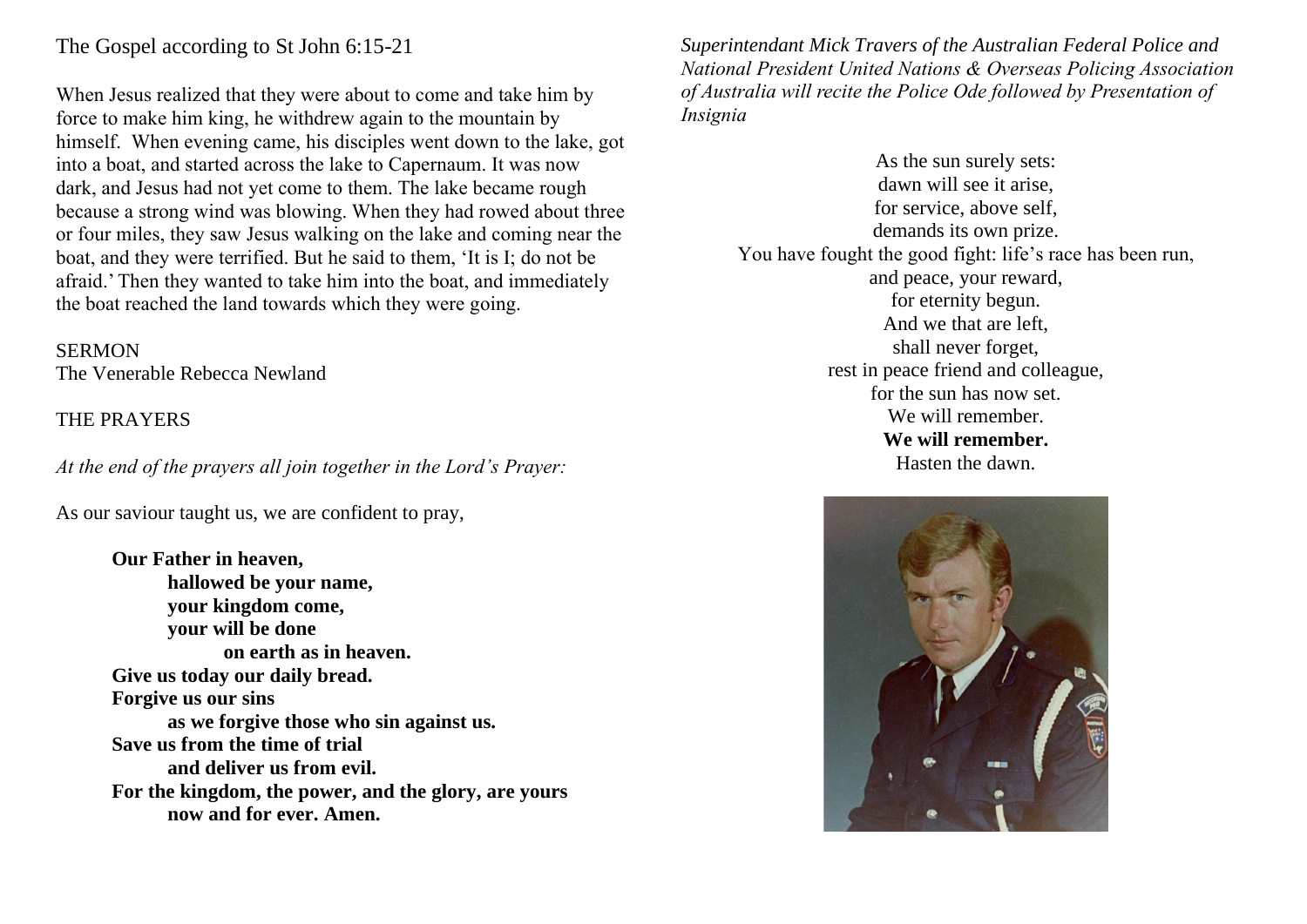The Gospel according to St John 6:15-21

When Jesus realized that they were about to come and take him by force to make him king, he withdrew again to the mountain by himself. When evening came, his disciples went down to the lake, got into a boat, and started across the lake to Capernaum. It was now dark, and Jesus had not yet come to them. The lake became rough because a strong wind was blowing. When they had rowed about three or four miles, they saw Jesus walking on the lake and coming near the boat, and they were terrified. But he said to them, 'It is I; do not be afraid.' Then they wanted to take him into the boat, and immediately the boat reached the land towards which they were going.

SERMON
The Venerable Rebecca Newland

THE PRAYERS

*At the end of the prayers all join together in the Lord's Prayer:*

As our saviour taught us, we are confident to pray,

**Our Father in heaven,**
**hallowed be your name,**
**your kingdom come,**
**your will be done**
**on earth as in heaven.**
**Give us today our daily bread.**
**Forgive us our sins**
**as we forgive those who sin against us.**
**Save us from the time of trial**
**and deliver us from evil.**
**For the kingdom, the power, and the glory, are yours**
**now and for ever. Amen.**

*Superintendant Mick Travers of the Australian Federal Police and National President United Nations & Overseas Policing Association of Australia will recite the Police Ode followed by Presentation of Insignia*

As the sun surely sets:
dawn will see it arise,
for service, above self,
demands its own prize.
You have fought the good fight: life's race has been run,
and peace, your reward,
for eternity begun.
And we that are left,
shall never forget,
rest in peace friend and colleague,
for the sun has now set.
We will remember.
**We will remember.**
Hasten the dawn.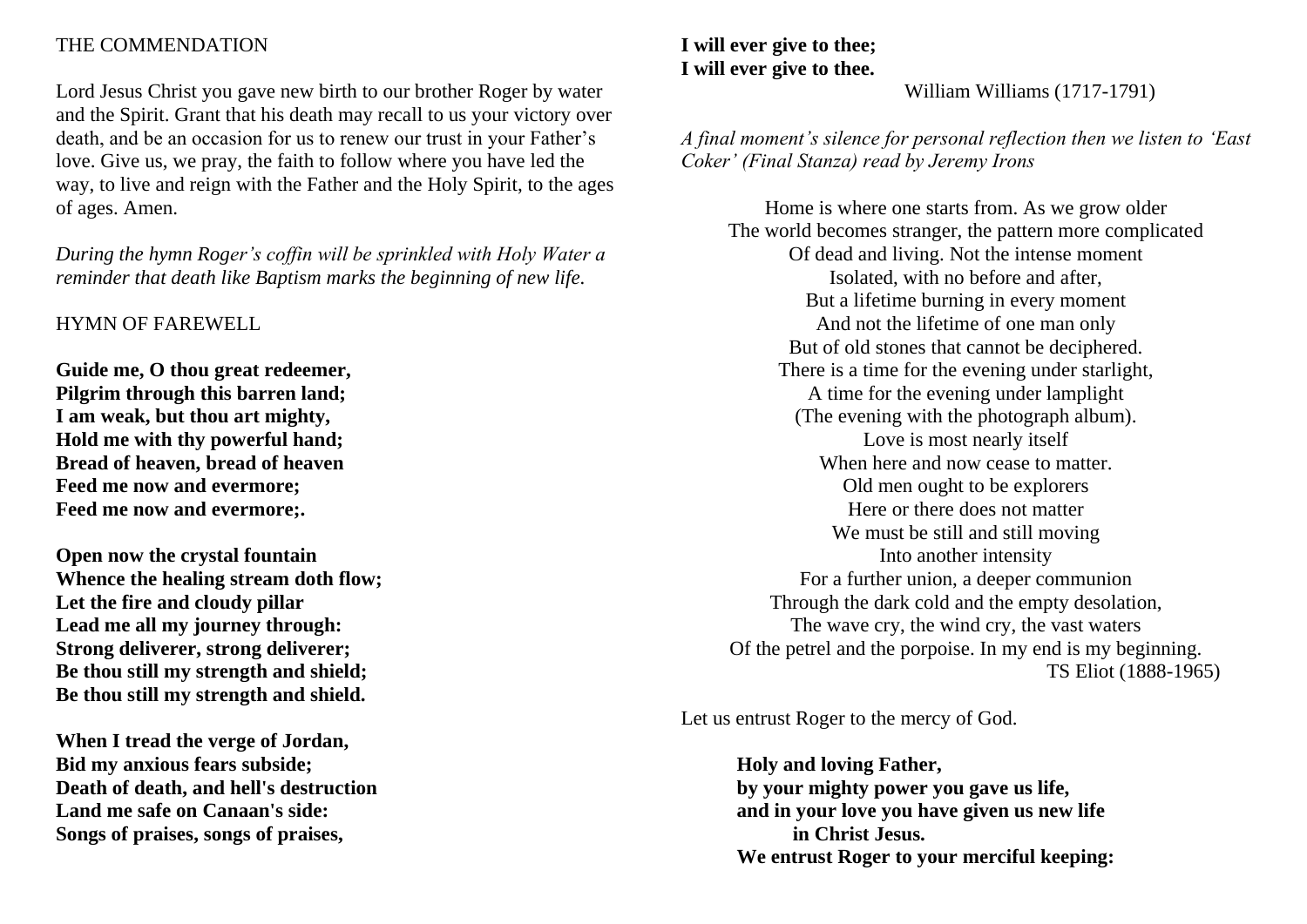THE COMMENDATION

Lord Jesus Christ you gave new birth to our brother Roger by water and the Spirit. Grant that his death may recall to us your victory over death, and be an occasion for us to renew our trust in your Father's love. Give us, we pray, the faith to follow where you have led the way, to live and reign with the Father and the Holy Spirit, to the ages of ages. Amen.

*During the hymn Roger's coffin will be sprinkled with Holy Water a reminder that death like Baptism marks the beginning of new life.*

HYMN OF FAREWELL

**Guide me, O thou great redeemer,**
**Pilgrim through this barren land;**
**I am weak, but thou art mighty,**
**Hold me with thy powerful hand;**
**Bread of heaven, bread of heaven**
**Feed me now and evermore;**
**Feed me now and evermore;.**

**Open now the crystal fountain**
**Whence the healing stream doth flow;**
**Let the fire and cloudy pillar**
**Lead me all my journey through:**
**Strong deliverer, strong deliverer;**
**Be thou still my strength and shield;**
**Be thou still my strength and shield.**

**When I tread the verge of Jordan,**
**Bid my anxious fears subside;**
**Death of death, and hell's destruction**
**Land me safe on Canaan's side:**
**Songs of praises, songs of praises,**
**I will ever give to thee;**
**I will ever give to thee.**

William Williams (1717-1791)

*A final moment's silence for personal reflection then we listen to 'East Coker' (Final Stanza) read by Jeremy Irons*

Home is where one starts from. As we grow older
The world becomes stranger, the pattern more complicated
Of dead and living. Not the intense moment
Isolated, with no before and after,
But a lifetime burning in every moment
And not the lifetime of one man only
But of old stones that cannot be deciphered.
There is a time for the evening under starlight,
A time for the evening under lamplight
(The evening with the photograph album).
Love is most nearly itself
When here and now cease to matter.
Old men ought to be explorers
Here or there does not matter
We must be still and still moving
Into another intensity
For a further union, a deeper communion
Through the dark cold and the empty desolation,
The wave cry, the wind cry, the vast waters
Of the petrel and the porpoise. In my end is my beginning.

TS Eliot (1888-1965)

Let us entrust Roger to the mercy of God.

**Holy and loving Father,**
**by your mighty power you gave us life,**
**and in your love you have given us new life**
**in Christ Jesus.**
**We entrust Roger to your merciful keeping:**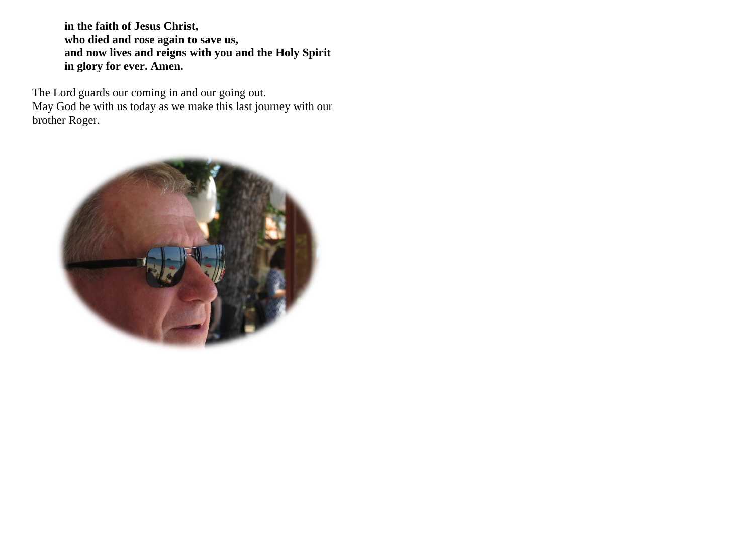**in the faith of Jesus Christ,**
**who died and rose again to save us,**
**and now lives and reigns with you and the Holy Spirit**
**in glory for ever. Amen.**

The Lord guards our coming in and our going out.
May God be with us today as we make this last journey with our brother Roger.